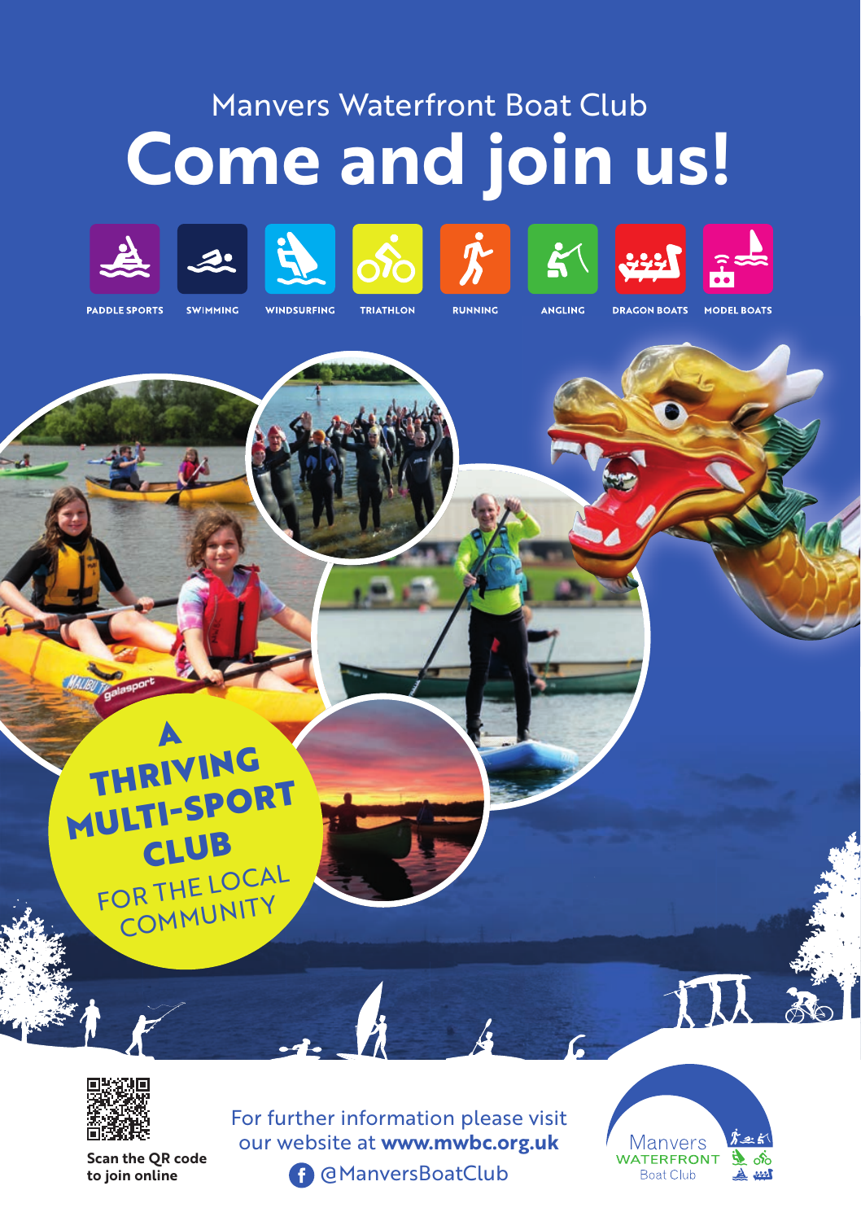Manvers Waterfront Boat Club

# Come and join us!

PADDLE SPORTS | SWIMMING | WINDSURFING | TRIATHLON | RUNNING | ANGLING | DRAGON BOATS | MODEL BOATS

**A THRIVING MULTI-SPORT CLUB** FOR THE LOCAL COMMUNITY

**Scan the QR code to join online**

For further information please visit our website at **www.mwbc.org.uk**

@ManversBoatClub

Manvers WATERFRONT Boat Club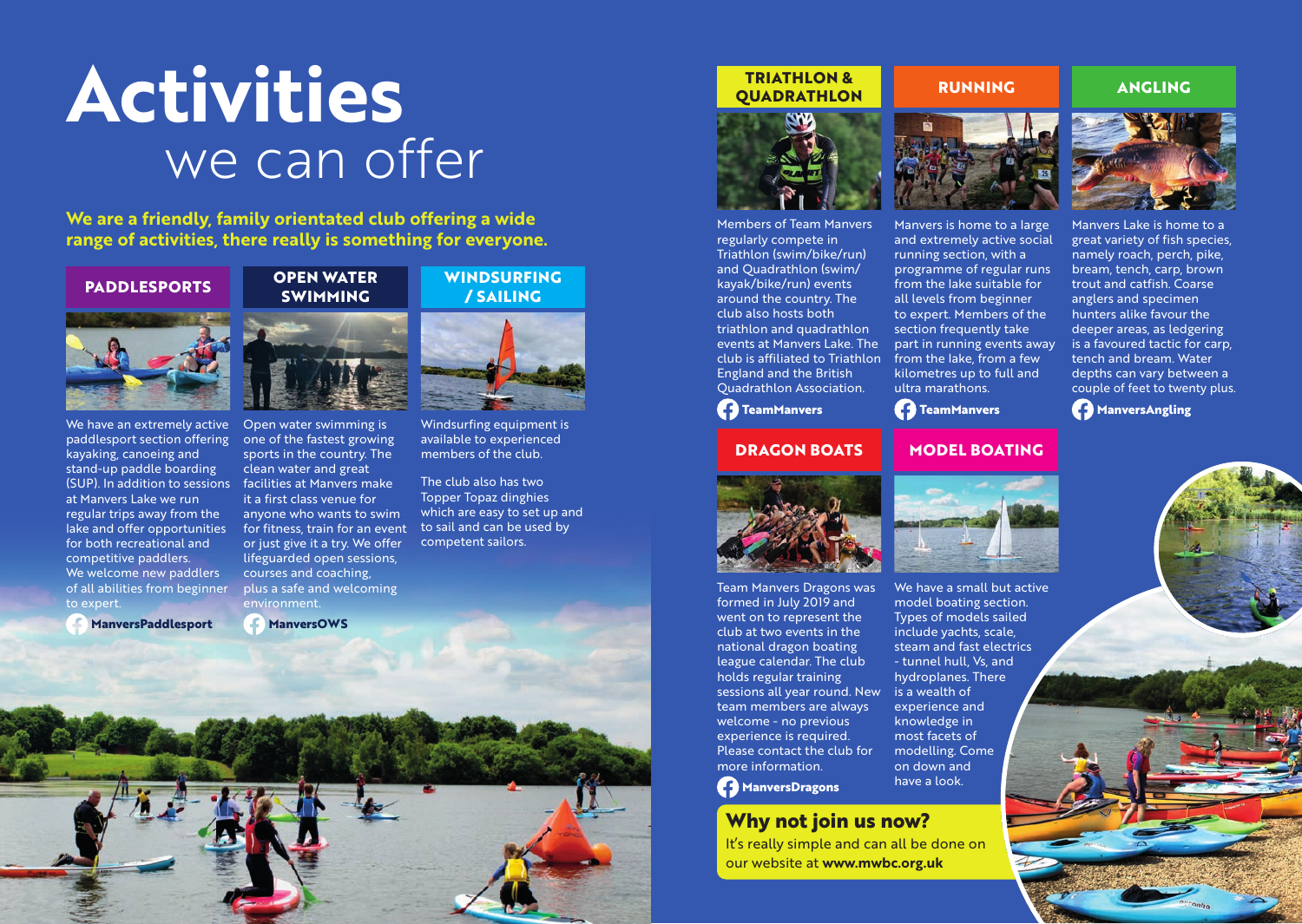# Activities
## we can offer

**We are a friendly, family orientated club offering a wide range of activities, there really is something for everyone.**

### PADDLESPORTS

We have an extremely active paddlesport section offering kayaking, canoeing and stand-up paddle boarding (SUP). In addition to sessions at Manvers Lake we run regular trips away from the lake and offer opportunities for both recreational and competitive paddlers. We welcome new paddlers of all abilities from beginner to expert.

**ManversPaddlesport**

### OPEN WATER SWIMMING

Open water swimming is one of the fastest growing sports in the country. The clean water and great facilities at Manvers make it a first class venue for anyone who wants to swim for fitness, train for an event or just give it a try. We offer lifeguarded open sessions, courses and coaching, plus a safe and welcoming environment.

**ManversOWS**

### WINDSURFING / SAILING

Windsurfing equipment is available to experienced members of the club.

The club also has two Topper Topaz dinghies which are easy to set up and to sail and can be used by competent sailors.

### TRIATHLON & QUADRATHLON

Members of Team Manvers regularly compete in Triathlon (swim/bike/run) and Quadrathlon (swim/kayak/bike/run) events around the country. The club also hosts both triathlon and quadrathlon events at Manvers Lake. The club is affiliated to Triathlon England and the British Quadrathlon Association.

**TeamManvers**

### RUNNING

Manvers is home to a large and extremely active social running section, with a programme of regular runs from the lake suitable for all levels from beginner to expert. Members of the section frequently take part in running events away from the lake, from a few kilometres up to full and ultra marathons.

**TeamManvers**

### ANGLING

Manvers Lake is home to a great variety of fish species, namely roach, perch, pike, bream, tench, carp, brown trout and catfish. Coarse anglers and specimen hunters alike favour the deeper areas, as ledgering is a favoured tactic for carp, tench and bream. Water depths can vary between a couple of feet to twenty plus.

**ManversAngling**

### DRAGON BOATS

Team Manvers Dragons was formed in July 2019 and went on to represent the club at two events in the national dragon boating league calendar. The club holds regular training sessions all year round. New team members are always welcome - no previous experience is required. Please contact the club for more information.

**ManversDragons**

### MODEL BOATING

We have a small but active model boating section. Types of models sailed include yachts, scale, steam and fast electrics - tunnel hull, Vs, and hydroplanes. There is a wealth of experience and knowledge in most facets of modelling. Come on down and have a look.

## Why not join us now?

It's really simple and can all be done on our website at **www.mwbc.org.uk**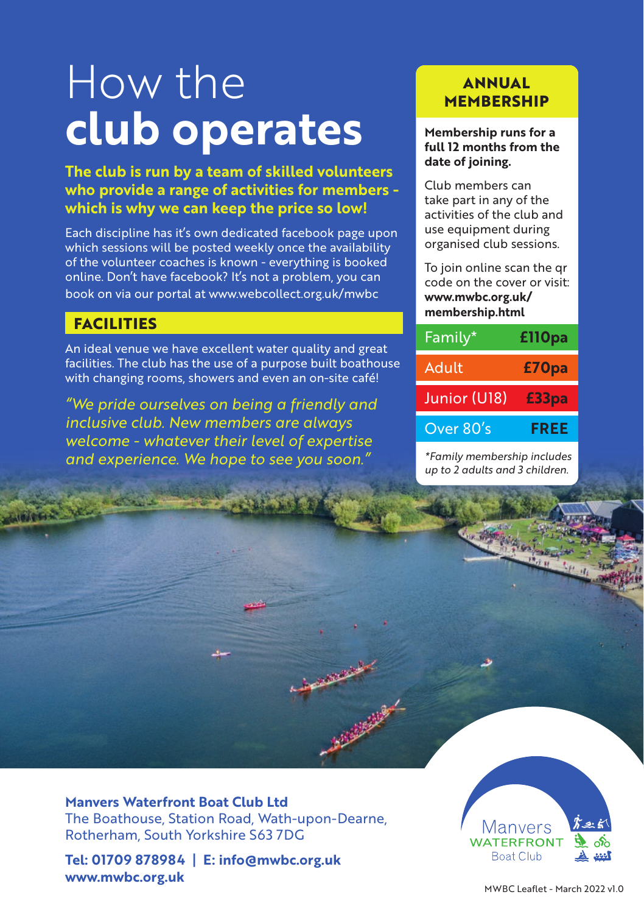# How the **club operates**

**The club is run by a team of skilled volunteers who provide a range of activities for members - which is why we can keep the price so low!**

Each discipline has it's own dedicated facebook page upon which sessions will be posted weekly once the availability of the volunteer coaches is known - everything is booked online. Don't have facebook? It's not a problem, you can book on via our portal at www.webcollect.org.uk/mwbc

## FACILITIES

An ideal venue we have excellent water quality and great facilities. The club has the use of a purpose built boathouse with changing rooms, showers and even an on-site café!

*"We pride ourselves on being a friendly and inclusive club. New members are always welcome - whatever their level of expertise and experience. We hope to see you soon."*

## ANNUAL MEMBERSHIP

**Membership runs for a full 12 months from the date of joining.**

Club members can take part in any of the activities of the club and use equipment during organised club sessions.

To join online scan the qr code on the cover or visit: **www.mwbc.org.uk/membership.html**

| | |
|---|---|
| Family* | **£110pa** |
| Adult | **£70pa** |
| Junior (U18) | **£33pa** |
| Over 80's | **FREE** |

*\*Family membership includes up to 2 adults and 3 children.*

**Manvers Waterfront Boat Club Ltd**
The Boathouse, Station Road, Wath-upon-Dearne, Rotherham, South Yorkshire S63 7DG

**Tel: 01709 878984 | E: info@mwbc.org.uk**
**www.mwbc.org.uk**

Manvers WATERFRONT Boat Club

MWBC Leaflet - March 2022 v1.0